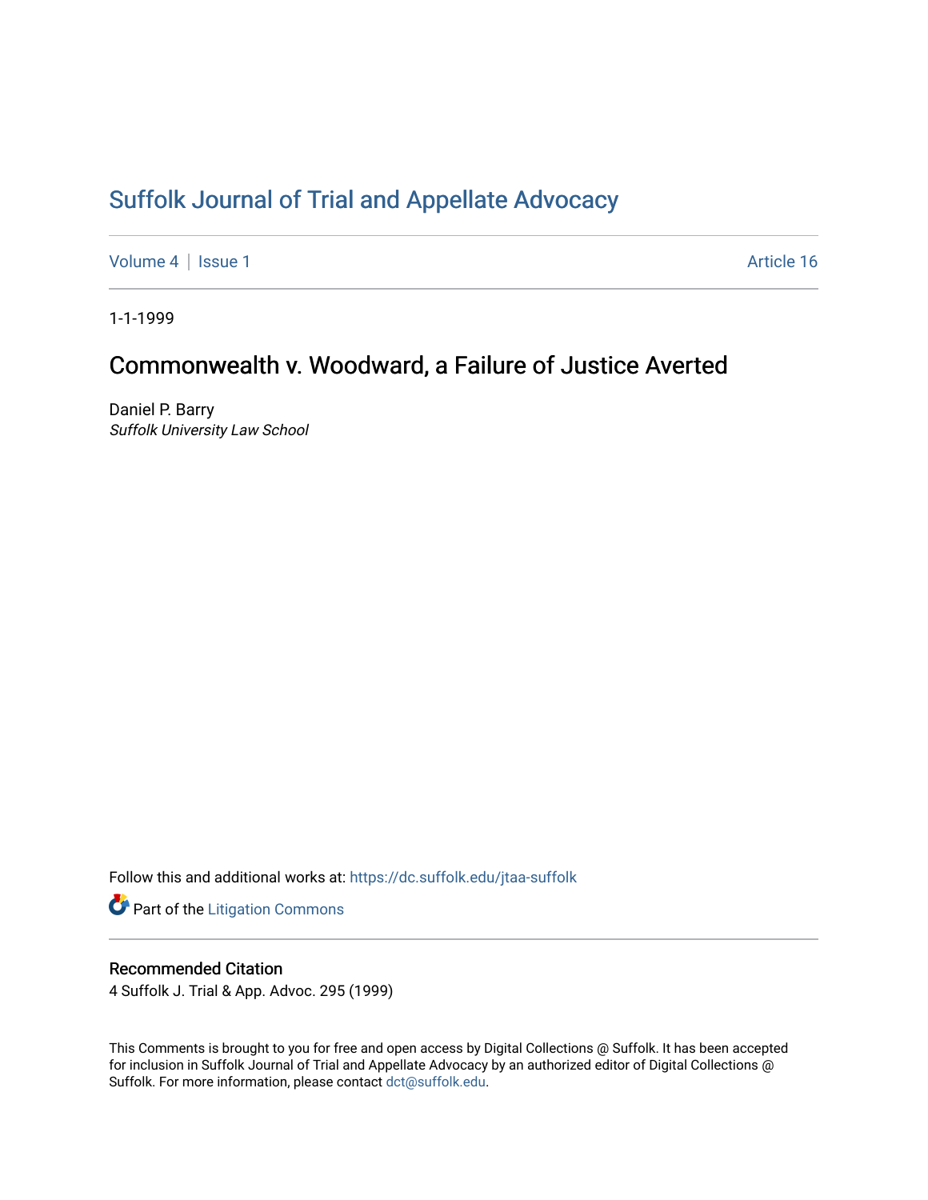# Suffolk Journal of Trial and Appellate Advocacy

Volume 4 | Issue 1 Article 16

1-1-1999

## Commonwealth v. Woodward, a Failure of Justice Averted

Daniel P. Barry
*Suffolk University Law School*

Follow this and additional works at: https://dc.suffolk.edu/jtaa-suffolk

Part of the Litigation Commons

### Recommended Citation

4 Suffolk J. Trial & App. Advoc. 295 (1999)

This Comments is brought to you for free and open access by Digital Collections @ Suffolk. It has been accepted for inclusion in Suffolk Journal of Trial and Appellate Advocacy by an authorized editor of Digital Collections @ Suffolk. For more information, please contact dct@suffolk.edu.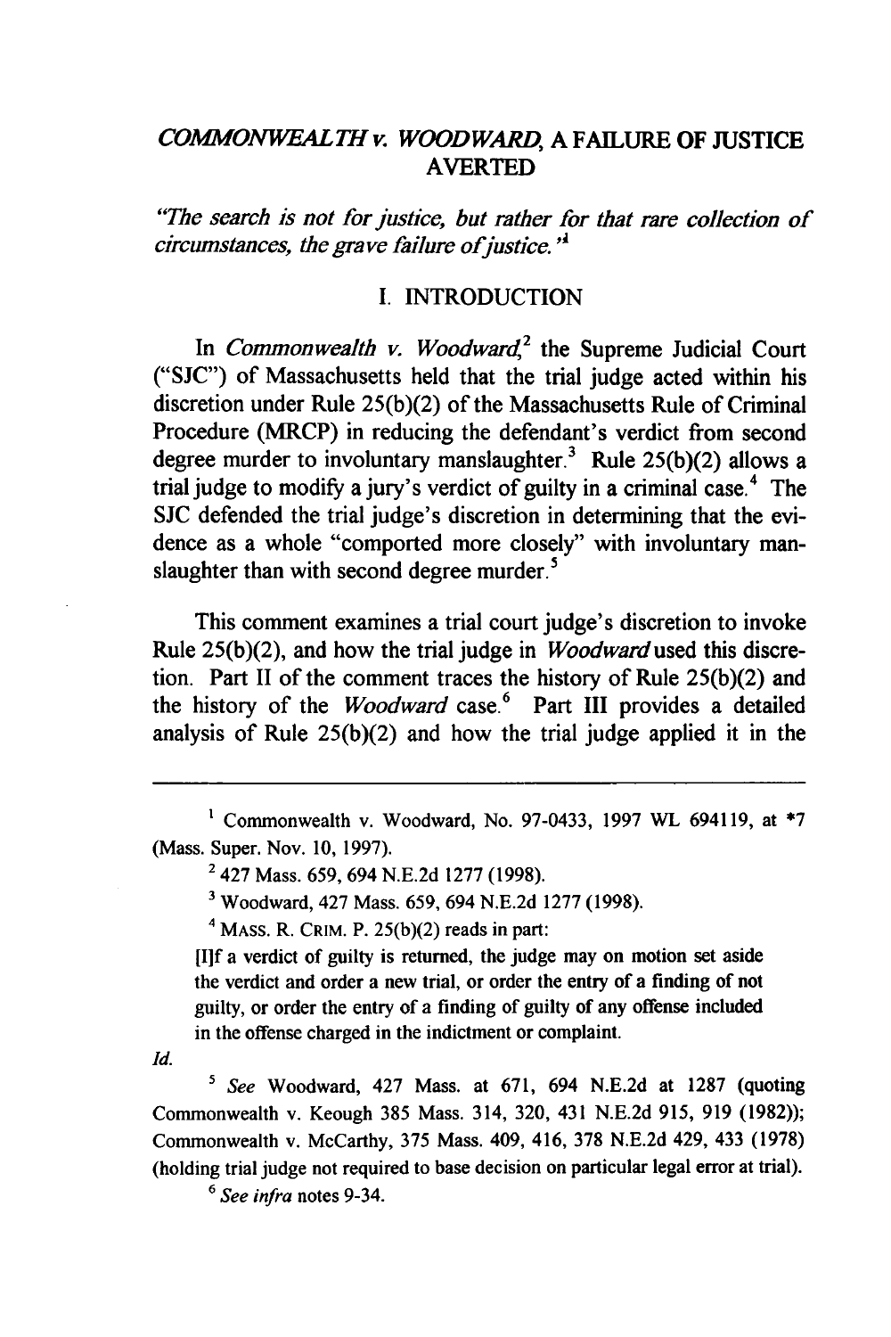## *COMMONWEALTH v. WOODWARD*, A FAILURE OF JUSTICE AVERTED

*"The search is not for justice, but rather for that rare collection of circumstances, the grave failure of justice."*[1]

### I. INTRODUCTION

In *Commonwealth v. Woodward*,[2] the Supreme Judicial Court ("SJC") of Massachusetts held that the trial judge acted within his discretion under Rule 25(b)(2) of the Massachusetts Rule of Criminal Procedure (MRCP) in reducing the defendant's verdict from second degree murder to involuntary manslaughter.[3] Rule 25(b)(2) allows a trial judge to modify a jury's verdict of guilty in a criminal case.[4] The SJC defended the trial judge's discretion in determining that the evidence as a whole "comported more closely" with involuntary manslaughter than with second degree murder.[5]

This comment examines a trial court judge's discretion to invoke Rule 25(b)(2), and how the trial judge in *Woodward* used this discretion. Part II of the comment traces the history of Rule 25(b)(2) and the history of the *Woodward* case.[6] Part III provides a detailed analysis of Rule 25(b)(2) and how the trial judge applied it in the

---

[1] Commonwealth v. Woodward, No. 97-0433, 1997 WL 694119, at *7 (Mass. Super. Nov. 10, 1997).

[2] 427 Mass. 659, 694 N.E.2d 1277 (1998).

[3] Woodward, 427 Mass. 659, 694 N.E.2d 1277 (1998).

[4] MASS. R. CRIM. P. 25(b)(2) reads in part:

> [I]f a verdict of guilty is returned, the judge may on motion set aside the verdict and order a new trial, or order the entry of a finding of not guilty, or order the entry of a finding of guilty of any offense included in the offense charged in the indictment or complaint.

*Id.*

[5] *See* Woodward, 427 Mass. at 671, 694 N.E.2d at 1287 (quoting Commonwealth v. Keough 385 Mass. 314, 320, 431 N.E.2d 915, 919 (1982)); Commonwealth v. McCarthy, 375 Mass. 409, 416, 378 N.E.2d 429, 433 (1978) (holding trial judge not required to base decision on particular legal error at trial).

[6] *See infra* notes 9-34.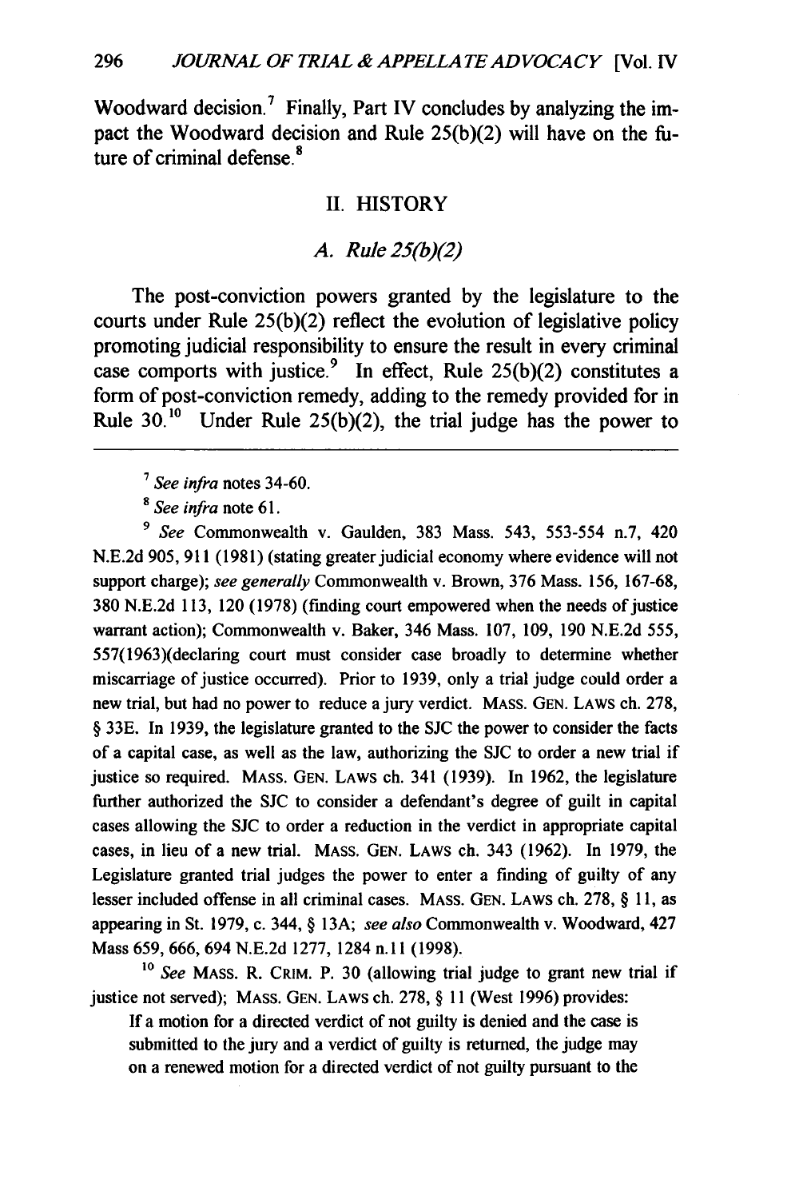Woodward decision.[7] Finally, Part IV concludes by analyzing the impact the Woodward decision and Rule 25(b)(2) will have on the future of criminal defense.[8]

## II. HISTORY

### *A. Rule 25(b)(2)*

The post-conviction powers granted by the legislature to the courts under Rule 25(b)(2) reflect the evolution of legislative policy promoting judicial responsibility to ensure the result in every criminal case comports with justice.[9] In effect, Rule 25(b)(2) constitutes a form of post-conviction remedy, adding to the remedy provided for in Rule 30.[10] Under Rule 25(b)(2), the trial judge has the power to

---

[7] *See infra* notes 34-60.

[8] *See infra* note 61.

[9] *See* Commonwealth v. Gaulden, 383 Mass. 543, 553-554 n.7, 420 N.E.2d 905, 911 (1981) (stating greater judicial economy where evidence will not support charge); *see generally* Commonwealth v. Brown, 376 Mass. 156, 167-68, 380 N.E.2d 113, 120 (1978) (finding court empowered when the needs of justice warrant action); Commonwealth v. Baker, 346 Mass. 107, 109, 190 N.E.2d 555, 557(1963)(declaring court must consider case broadly to determine whether miscarriage of justice occurred). Prior to 1939, only a trial judge could order a new trial, but had no power to reduce a jury verdict. MASS. GEN. LAWS ch. 278, § 33E. In 1939, the legislature granted to the SJC the power to consider the facts of a capital case, as well as the law, authorizing the SJC to order a new trial if justice so required. MASS. GEN. LAWS ch. 341 (1939). In 1962, the legislature further authorized the SJC to consider a defendant's degree of guilt in capital cases allowing the SJC to order a reduction in the verdict in appropriate capital cases, in lieu of a new trial. MASS. GEN. LAWS ch. 343 (1962). In 1979, the Legislature granted trial judges the power to enter a finding of guilty of any lesser included offense in all criminal cases. MASS. GEN. LAWS ch. 278, § 11, as appearing in St. 1979, c. 344, § 13A; *see also* Commonwealth v. Woodward, 427 Mass 659, 666, 694 N.E.2d 1277, 1284 n.11 (1998).

[10] *See* MASS. R. CRIM. P. 30 (allowing trial judge to grant new trial if justice not served); MASS. GEN. LAWS ch. 278, § 11 (West 1996) provides:

> If a motion for a directed verdict of not guilty is denied and the case is submitted to the jury and a verdict of guilty is returned, the judge may on a renewed motion for a directed verdict of not guilty pursuant to the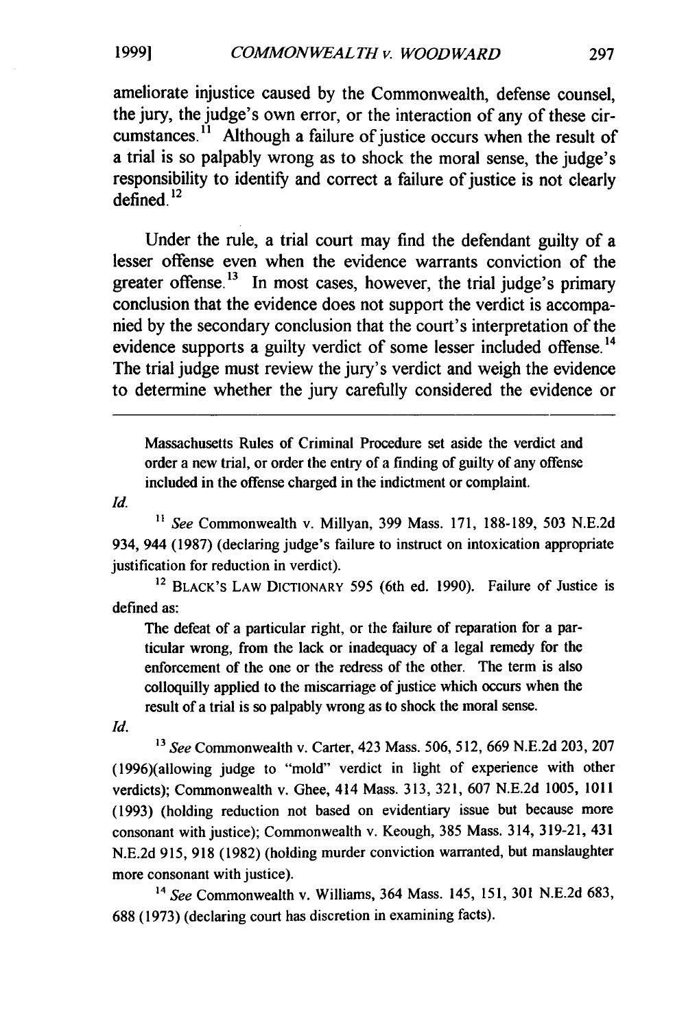ameliorate injustice caused by the Commonwealth, defense counsel, the jury, the judge's own error, or the interaction of any of these circumstances.[11] Although a failure of justice occurs when the result of a trial is so palpably wrong as to shock the moral sense, the judge's responsibility to identify and correct a failure of justice is not clearly defined.[12]

Under the rule, a trial court may find the defendant guilty of a lesser offense even when the evidence warrants conviction of the greater offense.[13] In most cases, however, the trial judge's primary conclusion that the evidence does not support the verdict is accompanied by the secondary conclusion that the court's interpretation of the evidence supports a guilty verdict of some lesser included offense.[14] The trial judge must review the jury's verdict and weigh the evidence to determine whether the jury carefully considered the evidence or

---

> Massachusetts Rules of Criminal Procedure set aside the verdict and order a new trial, or order the entry of a finding of guilty of any offense included in the offense charged in the indictment or complaint.

*Id.*

[11] *See* Commonwealth v. Millyan, 399 Mass. 171, 188-189, 503 N.E.2d 934, 944 (1987) (declaring judge's failure to instruct on intoxication appropriate justification for reduction in verdict).

[12] BLACK'S LAW DICTIONARY 595 (6th ed. 1990). Failure of Justice is defined as:

> The defeat of a particular right, or the failure of reparation for a particular wrong, from the lack or inadequacy of a legal remedy for the enforcement of the one or the redress of the other. The term is also colloquilly applied to the miscarriage of justice which occurs when the result of a trial is so palpably wrong as to shock the moral sense.

*Id.*

[13] *See* Commonwealth v. Carter, 423 Mass. 506, 512, 669 N.E.2d 203, 207 (1996)(allowing judge to "mold" verdict in light of experience with other verdicts); Commonwealth v. Ghee, 414 Mass. 313, 321, 607 N.E.2d 1005, 1011 (1993) (holding reduction not based on evidentiary issue but because more consonant with justice); Commonwealth v. Keough, 385 Mass. 314, 319-21, 431 N.E.2d 915, 918 (1982) (holding murder conviction warranted, but manslaughter more consonant with justice).

[14] *See* Commonwealth v. Williams, 364 Mass. 145, 151, 301 N.E.2d 683, 688 (1973) (declaring court has discretion in examining facts).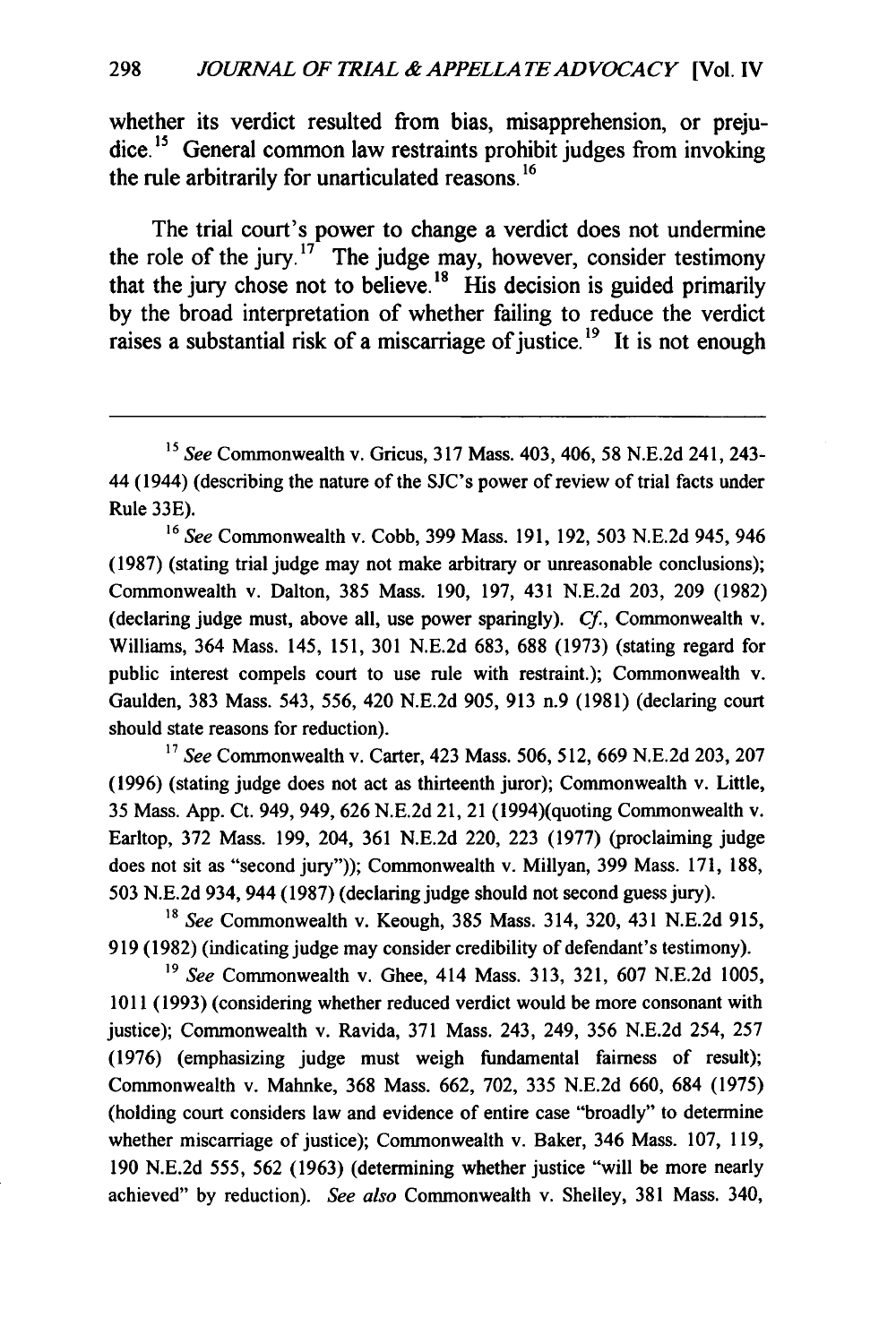whether its verdict resulted from bias, misapprehension, or prejudice.[15] General common law restraints prohibit judges from invoking the rule arbitrarily for unarticulated reasons.[16]

The trial court's power to change a verdict does not undermine the role of the jury.[17] The judge may, however, consider testimony that the jury chose not to believe.[18] His decision is guided primarily by the broad interpretation of whether failing to reduce the verdict raises a substantial risk of a miscarriage of justice.[19] It is not enough

---

[15] *See* Commonwealth v. Gricus, 317 Mass. 403, 406, 58 N.E.2d 241, 243-44 (1944) (describing the nature of the SJC's power of review of trial facts under Rule 33E).

[16] *See* Commonwealth v. Cobb, 399 Mass. 191, 192, 503 N.E.2d 945, 946 (1987) (stating trial judge may not make arbitrary or unreasonable conclusions); Commonwealth v. Dalton, 385 Mass. 190, 197, 431 N.E.2d 203, 209 (1982) (declaring judge must, above all, use power sparingly). *Cf.*, Commonwealth v. Williams, 364 Mass. 145, 151, 301 N.E.2d 683, 688 (1973) (stating regard for public interest compels court to use rule with restraint.); Commonwealth v. Gaulden, 383 Mass. 543, 556, 420 N.E.2d 905, 913 n.9 (1981) (declaring court should state reasons for reduction).

[17] *See* Commonwealth v. Carter, 423 Mass. 506, 512, 669 N.E.2d 203, 207 (1996) (stating judge does not act as thirteenth juror); Commonwealth v. Little, 35 Mass. App. Ct. 949, 949, 626 N.E.2d 21, 21 (1994)(quoting Commonwealth v. Earltop, 372 Mass. 199, 204, 361 N.E.2d 220, 223 (1977) (proclaiming judge does not sit as "second jury")); Commonwealth v. Millyan, 399 Mass. 171, 188, 503 N.E.2d 934, 944 (1987) (declaring judge should not second guess jury).

[18] *See* Commonwealth v. Keough, 385 Mass. 314, 320, 431 N.E.2d 915, 919 (1982) (indicating judge may consider credibility of defendant's testimony).

[19] *See* Commonwealth v. Ghee, 414 Mass. 313, 321, 607 N.E.2d 1005, 1011 (1993) (considering whether reduced verdict would be more consonant with justice); Commonwealth v. Ravida, 371 Mass. 243, 249, 356 N.E.2d 254, 257 (1976) (emphasizing judge must weigh fundamental fairness of result); Commonwealth v. Mahnke, 368 Mass. 662, 702, 335 N.E.2d 660, 684 (1975) (holding court considers law and evidence of entire case "broadly" to determine whether miscarriage of justice); Commonwealth v. Baker, 346 Mass. 107, 119, 190 N.E.2d 555, 562 (1963) (determining whether justice "will be more nearly achieved" by reduction). *See also* Commonwealth v. Shelley, 381 Mass. 340,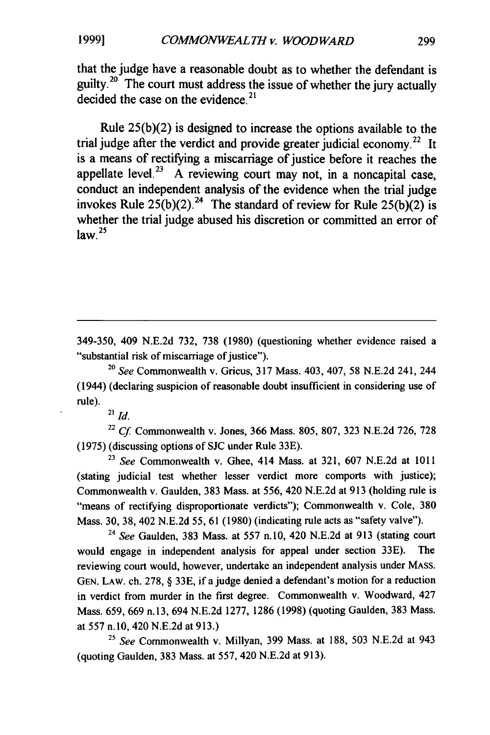that the judge have a reasonable doubt as to whether the defendant is guilty.[20] The court must address the issue of whether the jury actually decided the case on the evidence.[21]

Rule 25(b)(2) is designed to increase the options available to the trial judge after the verdict and provide greater judicial economy.[22] It is a means of rectifying a miscarriage of justice before it reaches the appellate level.[23] A reviewing court may not, in a noncapital case, conduct an independent analysis of the evidence when the trial judge invokes Rule 25(b)(2).[24] The standard of review for Rule 25(b)(2) is whether the trial judge abused his discretion or committed an error of law.[25]

---

349-350, 409 N.E.2d 732, 738 (1980) (questioning whether evidence raised a "substantial risk of miscarriage of justice").

[20] *See* Commonwealth v. Gricus, 317 Mass. 403, 407, 58 N.E.2d 241, 244 (1944) (declaring suspicion of reasonable doubt insufficient in considering use of rule).

[21] *Id.*

[22] *Cf.* Commonwealth v. Jones, 366 Mass. 805, 807, 323 N.E.2d 726, 728 (1975) (discussing options of SJC under Rule 33E).

[23] *See* Commonwealth v. Ghee, 414 Mass. at 321, 607 N.E.2d at 1011 (stating judicial test whether lesser verdict more comports with justice); Commonwealth v. Gaulden, 383 Mass. at 556, 420 N.E.2d at 913 (holding rule is "means of rectifying disproportionate verdicts"); Commonwealth v. Cole, 380 Mass. 30, 38, 402 N.E.2d 55, 61 (1980) (indicating rule acts as "safety valve").

[24] *See* Gaulden, 383 Mass. at 557 n.10, 420 N.E.2d at 913 (stating court would engage in independent analysis for appeal under section 33E). The reviewing court would, however, undertake an independent analysis under MASS. GEN. LAW. ch. 278, § 33E, if a judge denied a defendant's motion for a reduction in verdict from murder in the first degree. Commonwealth v. Woodward, 427 Mass. 659, 669 n.13, 694 N.E.2d 1277, 1286 (1998) (quoting Gaulden, 383 Mass. at 557 n.10, 420 N.E.2d at 913.)

[25] *See* Commonwealth v. Millyan, 399 Mass. at 188, 503 N.E.2d at 943 (quoting Gaulden, 383 Mass. at 557, 420 N.E.2d at 913).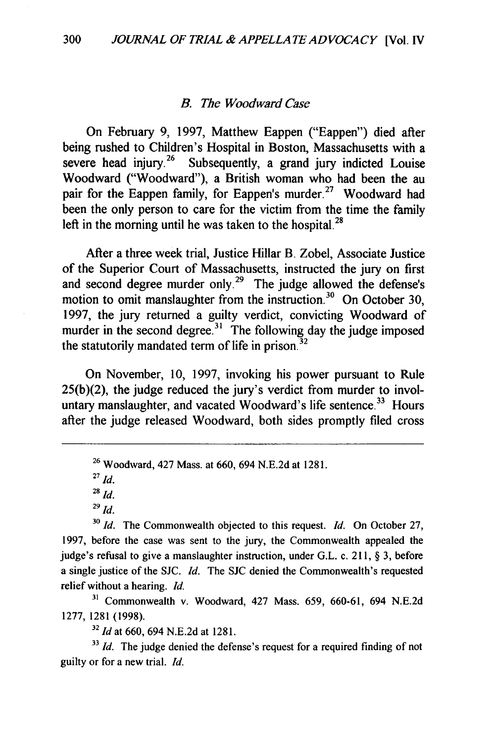### *B. The Woodward Case*

On February 9, 1997, Matthew Eappen ("Eappen") died after being rushed to Children's Hospital in Boston, Massachusetts with a severe head injury.[26] Subsequently, a grand jury indicted Louise Woodward ("Woodward"), a British woman who had been the au pair for the Eappen family, for Eappen's murder.[27] Woodward had been the only person to care for the victim from the time the family left in the morning until he was taken to the hospital.[28]

After a three week trial, Justice Hillar B. Zobel, Associate Justice of the Superior Court of Massachusetts, instructed the jury on first and second degree murder only.[29] The judge allowed the defense's motion to omit manslaughter from the instruction.[30] On October 30, 1997, the jury returned a guilty verdict, convicting Woodward of murder in the second degree.[31] The following day the judge imposed the statutorily mandated term of life in prison.[32]

On November, 10, 1997, invoking his power pursuant to Rule 25(b)(2), the judge reduced the jury's verdict from murder to involuntary manslaughter, and vacated Woodward's life sentence.[33] Hours after the judge released Woodward, both sides promptly filed cross

---

[26] Woodward, 427 Mass. at 660, 694 N.E.2d at 1281.

[27] *Id.*

[28] *Id.*

[29] *Id.*

[30] *Id.* The Commonwealth objected to this request. *Id.* On October 27, 1997, before the case was sent to the jury, the Commonwealth appealed the judge's refusal to give a manslaughter instruction, under G.L. c. 211, § 3, before a single justice of the SJC. *Id.* The SJC denied the Commonwealth's requested relief without a hearing. *Id.*

[31] Commonwealth v. Woodward, 427 Mass. 659, 660-61, 694 N.E.2d 1277, 1281 (1998).

[32] *Id* at 660, 694 N.E.2d at 1281.

[33] *Id.* The judge denied the defense's request for a required finding of not guilty or for a new trial. *Id.*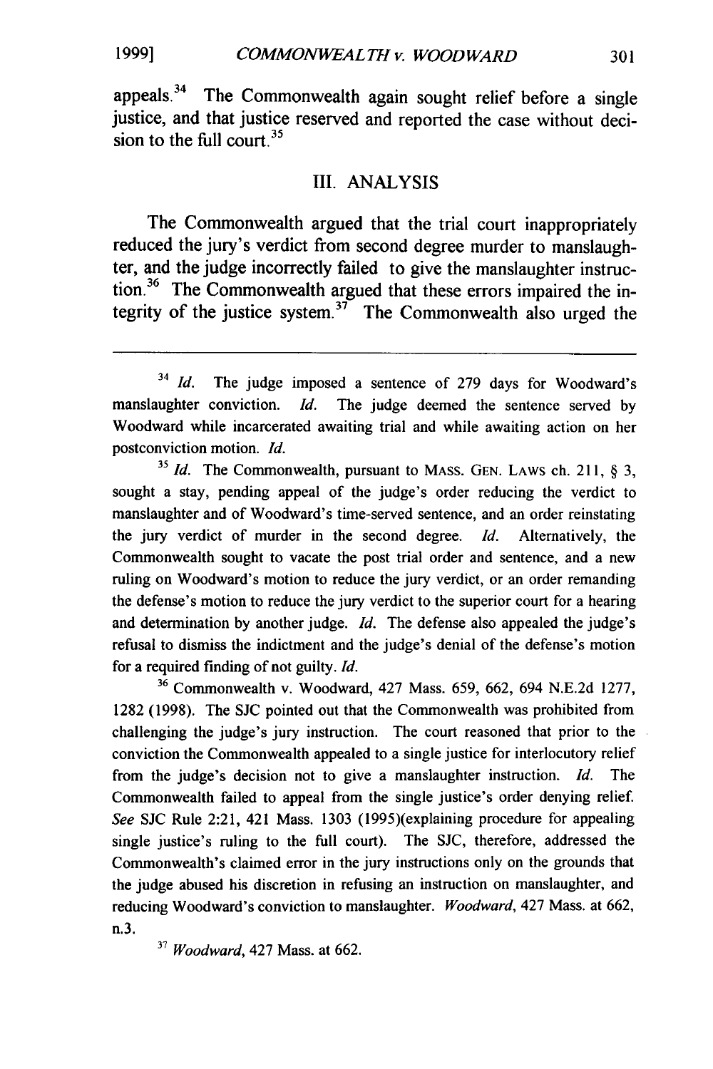appeals.[34] The Commonwealth again sought relief before a single justice, and that justice reserved and reported the case without decision to the full court.[35]

## III. ANALYSIS

The Commonwealth argued that the trial court inappropriately reduced the jury's verdict from second degree murder to manslaughter, and the judge incorrectly failed to give the manslaughter instruction.[36] The Commonwealth argued that these errors impaired the integrity of the justice system.[37] The Commonwealth also urged the

---

[34] *Id.* The judge imposed a sentence of 279 days for Woodward's manslaughter conviction. *Id.* The judge deemed the sentence served by Woodward while incarcerated awaiting trial and while awaiting action on her postconviction motion. *Id.*

[35] *Id.* The Commonwealth, pursuant to MASS. GEN. LAWS ch. 211, § 3, sought a stay, pending appeal of the judge's order reducing the verdict to manslaughter and of Woodward's time-served sentence, and an order reinstating the jury verdict of murder in the second degree. *Id.* Alternatively, the Commonwealth sought to vacate the post trial order and sentence, and a new ruling on Woodward's motion to reduce the jury verdict, or an order remanding the defense's motion to reduce the jury verdict to the superior court for a hearing and determination by another judge. *Id.* The defense also appealed the judge's refusal to dismiss the indictment and the judge's denial of the defense's motion for a required finding of not guilty. *Id.*

[36] Commonwealth v. Woodward, 427 Mass. 659, 662, 694 N.E.2d 1277, 1282 (1998). The SJC pointed out that the Commonwealth was prohibited from challenging the judge's jury instruction. The court reasoned that prior to the conviction the Commonwealth appealed to a single justice for interlocutory relief from the judge's decision not to give a manslaughter instruction. *Id.* The Commonwealth failed to appeal from the single justice's order denying relief. *See* SJC Rule 2:21, 421 Mass. 1303 (1995)(explaining procedure for appealing single justice's ruling to the full court). The SJC, therefore, addressed the Commonwealth's claimed error in the jury instructions only on the grounds that the judge abused his discretion in refusing an instruction on manslaughter, and reducing Woodward's conviction to manslaughter. *Woodward*, 427 Mass. at 662, n.3.

[37] *Woodward*, 427 Mass. at 662.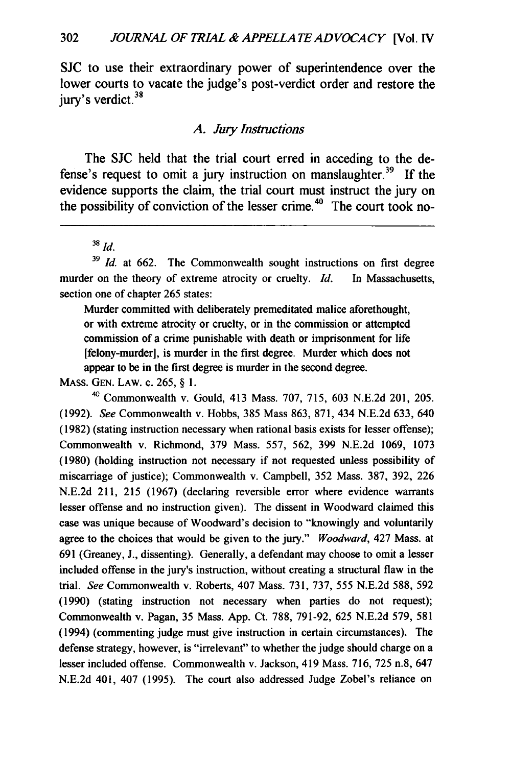SJC to use their extraordinary power of superintendence over the lower courts to vacate the judge's post-verdict order and restore the jury's verdict.[38]

### A. Jury Instructions

The SJC held that the trial court erred in acceding to the defense's request to omit a jury instruction on manslaughter.[39] If the evidence supports the claim, the trial court must instruct the jury on the possibility of conviction of the lesser crime.[40] The court took no-

---

[38] *Id.*

[39] *Id.* at 662. The Commonwealth sought instructions on first degree murder on the theory of extreme atrocity or cruelty. *Id.* In Massachusetts, section one of chapter 265 states:

> Murder committed with deliberately premeditated malice aforethought, or with extreme atrocity or cruelty, or in the commission or attempted commission of a crime punishable with death or imprisonment for life [felony-murder], is murder in the first degree. Murder which does not appear to be in the first degree is murder in the second degree.

MASS. GEN. LAW. c. 265, § 1.

[40] Commonwealth v. Gould, 413 Mass. 707, 715, 603 N.E.2d 201, 205. (1992). *See* Commonwealth v. Hobbs, 385 Mass 863, 871, 434 N.E.2d 633, 640 (1982) (stating instruction necessary when rational basis exists for lesser offense); Commonwealth v. Richmond, 379 Mass. 557, 562, 399 N.E.2d 1069, 1073 (1980) (holding instruction not necessary if not requested unless possibility of miscarriage of justice); Commonwealth v. Campbell, 352 Mass. 387, 392, 226 N.E.2d 211, 215 (1967) (declaring reversible error where evidence warrants lesser offense and no instruction given). The dissent in Woodward claimed this case was unique because of Woodward's decision to "knowingly and voluntarily agree to the choices that would be given to the jury." *Woodward*, 427 Mass. at 691 (Greaney, J., dissenting). Generally, a defendant may choose to omit a lesser included offense in the jury's instruction, without creating a structural flaw in the trial. *See* Commonwealth v. Roberts, 407 Mass. 731, 737, 555 N.E.2d 588, 592 (1990) (stating instruction not necessary when parties do not request); Commonwealth v. Pagan, 35 Mass. App. Ct. 788, 791-92, 625 N.E.2d 579, 581 (1994) (commenting judge must give instruction in certain circumstances). The defense strategy, however, is "irrelevant" to whether the judge should charge on a lesser included offense. Commonwealth v. Jackson, 419 Mass. 716, 725 n.8, 647 N.E.2d 401, 407 (1995). The court also addressed Judge Zobel's reliance on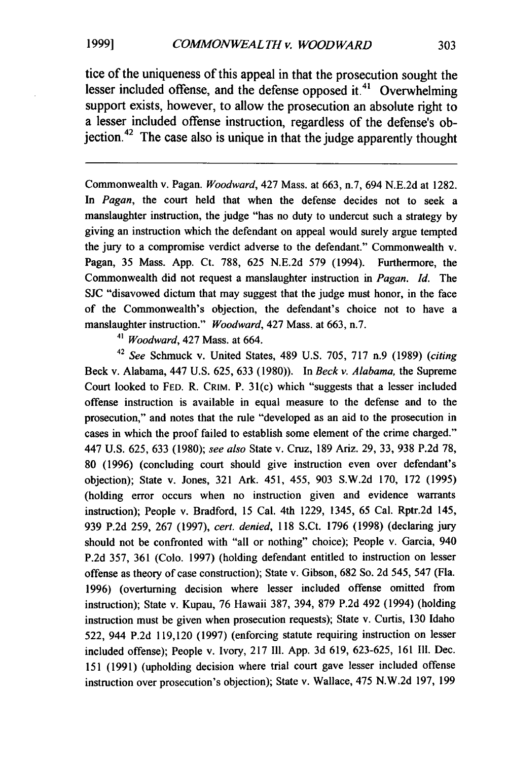tice of the uniqueness of this appeal in that the prosecution sought the lesser included offense, and the defense opposed it.[41] Overwhelming support exists, however, to allow the prosecution an absolute right to a lesser included offense instruction, regardless of the defense's objection.[42] The case also is unique in that the judge apparently thought

---

Commonwealth v. Pagan. *Woodward*, 427 Mass. at 663, n.7, 694 N.E.2d at 1282. In *Pagan*, the court held that when the defense decides not to seek a manslaughter instruction, the judge "has no duty to undercut such a strategy by giving an instruction which the defendant on appeal would surely argue tempted the jury to a compromise verdict adverse to the defendant." Commonwealth v. Pagan, 35 Mass. App. Ct. 788, 625 N.E.2d 579 (1994). Furthermore, the Commonwealth did not request a manslaughter instruction in *Pagan*. *Id.* The SJC "disavowed dictum that may suggest that the judge must honor, in the face of the Commonwealth's objection, the defendant's choice not to have a manslaughter instruction." *Woodward*, 427 Mass. at 663, n.7.

[41] *Woodward*, 427 Mass. at 664.

[42] *See* Schmuck v. United States, 489 U.S. 705, 717 n.9 (1989) (*citing* Beck v. Alabama, 447 U.S. 625, 633 (1980)). In *Beck v. Alabama*, the Supreme Court looked to FED. R. CRIM. P. 31(c) which "suggests that a lesser included offense instruction is available in equal measure to the defense and to the prosecution," and notes that the rule "developed as an aid to the prosecution in cases in which the proof failed to establish some element of the crime charged." 447 U.S. 625, 633 (1980); *see also* State v. Cruz, 189 Ariz. 29, 33, 938 P.2d 78, 80 (1996) (concluding court should give instruction even over defendant's objection); State v. Jones, 321 Ark. 451, 455, 903 S.W.2d 170, 172 (1995) (holding error occurs when no instruction given and evidence warrants instruction); People v. Bradford, 15 Cal. 4th 1229, 1345, 65 Cal. Rptr.2d 145, 939 P.2d 259, 267 (1997), *cert. denied*, 118 S.Ct. 1796 (1998) (declaring jury should not be confronted with "all or nothing" choice); People v. Garcia, 940 P.2d 357, 361 (Colo. 1997) (holding defendant entitled to instruction on lesser offense as theory of case construction); State v. Gibson, 682 So. 2d 545, 547 (Fla. 1996) (overturning decision where lesser included offense omitted from instruction); State v. Kupau, 76 Hawaii 387, 394, 879 P.2d 492 (1994) (holding instruction must be given when prosecution requests); State v. Curtis, 130 Idaho 522, 944 P.2d 119,120 (1997) (enforcing statute requiring instruction on lesser included offense); People v. Ivory, 217 Ill. App. 3d 619, 623-625, 161 Ill. Dec. 151 (1991) (upholding decision where trial court gave lesser included offense instruction over prosecution's objection); State v. Wallace, 475 N.W.2d 197, 199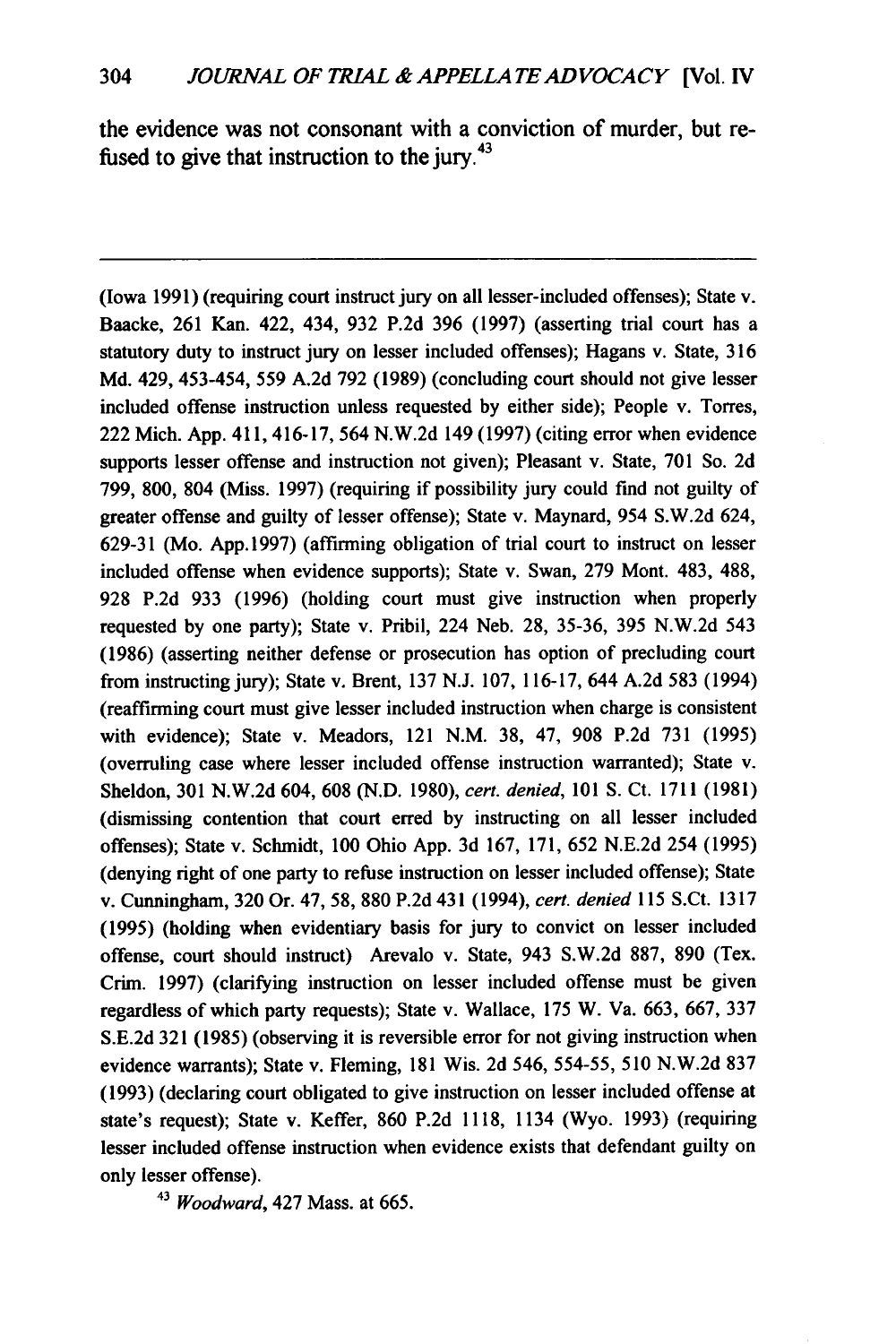the evidence was not consonant with a conviction of murder, but refused to give that instruction to the jury.[43]

---

(Iowa 1991) (requiring court instruct jury on all lesser-included offenses); State v. Baacke, 261 Kan. 422, 434, 932 P.2d 396 (1997) (asserting trial court has a statutory duty to instruct jury on lesser included offenses); Hagans v. State, 316 Md. 429, 453-454, 559 A.2d 792 (1989) (concluding court should not give lesser included offense instruction unless requested by either side); People v. Torres, 222 Mich. App. 411, 416-17, 564 N.W.2d 149 (1997) (citing error when evidence supports lesser offense and instruction not given); Pleasant v. State, 701 So. 2d 799, 800, 804 (Miss. 1997) (requiring if possibility jury could find not guilty of greater offense and guilty of lesser offense); State v. Maynard, 954 S.W.2d 624, 629-31 (Mo. App.1997) (affirming obligation of trial court to instruct on lesser included offense when evidence supports); State v. Swan, 279 Mont. 483, 488, 928 P.2d 933 (1996) (holding court must give instruction when properly requested by one party); State v. Pribil, 224 Neb. 28, 35-36, 395 N.W.2d 543 (1986) (asserting neither defense or prosecution has option of precluding court from instructing jury); State v. Brent, 137 N.J. 107, 116-17, 644 A.2d 583 (1994) (reaffirming court must give lesser included instruction when charge is consistent with evidence); State v. Meadors, 121 N.M. 38, 47, 908 P.2d 731 (1995) (overruling case where lesser included offense instruction warranted); State v. Sheldon, 301 N.W.2d 604, 608 (N.D. 1980), *cert. denied*, 101 S. Ct. 1711 (1981) (dismissing contention that court erred by instructing on all lesser included offenses); State v. Schmidt, 100 Ohio App. 3d 167, 171, 652 N.E.2d 254 (1995) (denying right of one party to refuse instruction on lesser included offense); State v. Cunningham, 320 Or. 47, 58, 880 P.2d 431 (1994), *cert. denied* 115 S.Ct. 1317 (1995) (holding when evidentiary basis for jury to convict on lesser included offense, court should instruct) Arevalo v. State, 943 S.W.2d 887, 890 (Tex. Crim. 1997) (clarifying instruction on lesser included offense must be given regardless of which party requests); State v. Wallace, 175 W. Va. 663, 667, 337 S.E.2d 321 (1985) (observing it is reversible error for not giving instruction when evidence warrants); State v. Fleming, 181 Wis. 2d 546, 554-55, 510 N.W.2d 837 (1993) (declaring court obligated to give instruction on lesser included offense at state's request); State v. Keffer, 860 P.2d 1118, 1134 (Wyo. 1993) (requiring lesser included offense instruction when evidence exists that defendant guilty on only lesser offense).

[43] *Woodward*, 427 Mass. at 665.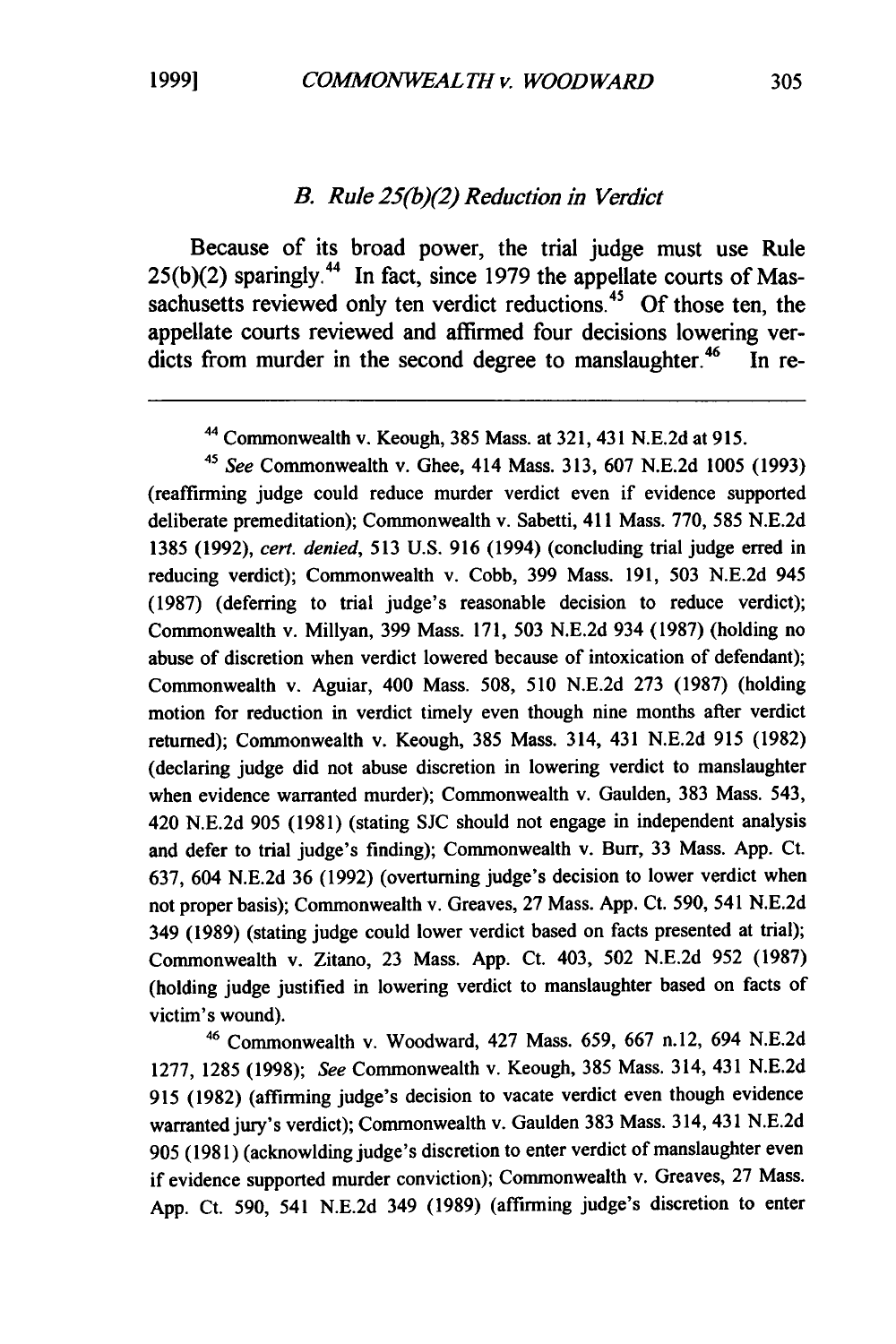### *B. Rule 25(b)(2) Reduction in Verdict*

Because of its broad power, the trial judge must use Rule 25(b)(2) sparingly.[44] In fact, since 1979 the appellate courts of Massachusetts reviewed only ten verdict reductions.[45] Of those ten, the appellate courts reviewed and affirmed four decisions lowering verdicts from murder in the second degree to manslaughter.[46] In re-

---

[44] Commonwealth v. Keough, 385 Mass. at 321, 431 N.E.2d at 915.

[45] *See* Commonwealth v. Ghee, 414 Mass. 313, 607 N.E.2d 1005 (1993) (reaffirming judge could reduce murder verdict even if evidence supported deliberate premeditation); Commonwealth v. Sabetti, 411 Mass. 770, 585 N.E.2d 1385 (1992), *cert. denied*, 513 U.S. 916 (1994) (concluding trial judge erred in reducing verdict); Commonwealth v. Cobb, 399 Mass. 191, 503 N.E.2d 945 (1987) (deferring to trial judge's reasonable decision to reduce verdict); Commonwealth v. Millyan, 399 Mass. 171, 503 N.E.2d 934 (1987) (holding no abuse of discretion when verdict lowered because of intoxication of defendant); Commonwealth v. Aguiar, 400 Mass. 508, 510 N.E.2d 273 (1987) (holding motion for reduction in verdict timely even though nine months after verdict returned); Commonwealth v. Keough, 385 Mass. 314, 431 N.E.2d 915 (1982) (declaring judge did not abuse discretion in lowering verdict to manslaughter when evidence warranted murder); Commonwealth v. Gaulden, 383 Mass. 543, 420 N.E.2d 905 (1981) (stating SJC should not engage in independent analysis and defer to trial judge's finding); Commonwealth v. Burr, 33 Mass. App. Ct. 637, 604 N.E.2d 36 (1992) (overturning judge's decision to lower verdict when not proper basis); Commonwealth v. Greaves, 27 Mass. App. Ct. 590, 541 N.E.2d 349 (1989) (stating judge could lower verdict based on facts presented at trial); Commonwealth v. Zitano, 23 Mass. App. Ct. 403, 502 N.E.2d 952 (1987) (holding judge justified in lowering verdict to manslaughter based on facts of victim's wound).

[46] Commonwealth v. Woodward, 427 Mass. 659, 667 n.12, 694 N.E.2d 1277, 1285 (1998); *See* Commonwealth v. Keough, 385 Mass. 314, 431 N.E.2d 915 (1982) (affirming judge's decision to vacate verdict even though evidence warranted jury's verdict); Commonwealth v. Gaulden 383 Mass. 314, 431 N.E.2d 905 (1981) (acknowlding judge's discretion to enter verdict of manslaughter even if evidence supported murder conviction); Commonwealth v. Greaves, 27 Mass. App. Ct. 590, 541 N.E.2d 349 (1989) (affirming judge's discretion to enter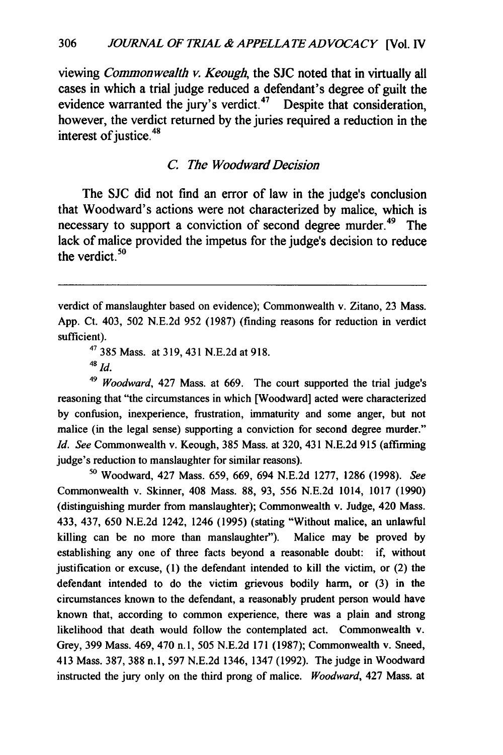viewing *Commonwealth v. Keough*, the SJC noted that in virtually all cases in which a trial judge reduced a defendant's degree of guilt the evidence warranted the jury's verdict.[47] Despite that consideration, however, the verdict returned by the juries required a reduction in the interest of justice.[48]

### *C. The Woodward Decision*

The SJC did not find an error of law in the judge's conclusion that Woodward's actions were not characterized by malice, which is necessary to support a conviction of second degree murder.[49] The lack of malice provided the impetus for the judge's decision to reduce the verdict.[50]

---

verdict of manslaughter based on evidence); Commonwealth v. Zitano, 23 Mass. App. Ct. 403, 502 N.E.2d 952 (1987) (finding reasons for reduction in verdict sufficient).

[47] 385 Mass. at 319, 431 N.E.2d at 918.

[48] *Id.*

[49] *Woodward*, 427 Mass. at 669. The court supported the trial judge's reasoning that "the circumstances in which [Woodward] acted were characterized by confusion, inexperience, frustration, immaturity and some anger, but not malice (in the legal sense) supporting a conviction for second degree murder." *Id. See* Commonwealth v. Keough, 385 Mass. at 320, 431 N.E.2d 915 (affirming judge's reduction to manslaughter for similar reasons).

[50] Woodward, 427 Mass. 659, 669, 694 N.E.2d 1277, 1286 (1998). *See* Commonwealth v. Skinner, 408 Mass. 88, 93, 556 N.E.2d 1014, 1017 (1990) (distinguishing murder from manslaughter); Commonwealth v. Judge, 420 Mass. 433, 437, 650 N.E.2d 1242, 1246 (1995) (stating "Without malice, an unlawful killing can be no more than manslaughter"). Malice may be proved by establishing any one of three facts beyond a reasonable doubt: if, without justification or excuse, (1) the defendant intended to kill the victim, or (2) the defendant intended to do the victim grievous bodily harm, or (3) in the circumstances known to the defendant, a reasonably prudent person would have known that, according to common experience, there was a plain and strong likelihood that death would follow the contemplated act. Commonwealth v. Grey, 399 Mass. 469, 470 n.1, 505 N.E.2d 171 (1987); Commonwealth v. Sneed, 413 Mass. 387, 388 n.1, 597 N.E.2d 1346, 1347 (1992). The judge in Woodward instructed the jury only on the third prong of malice. *Woodward*, 427 Mass. at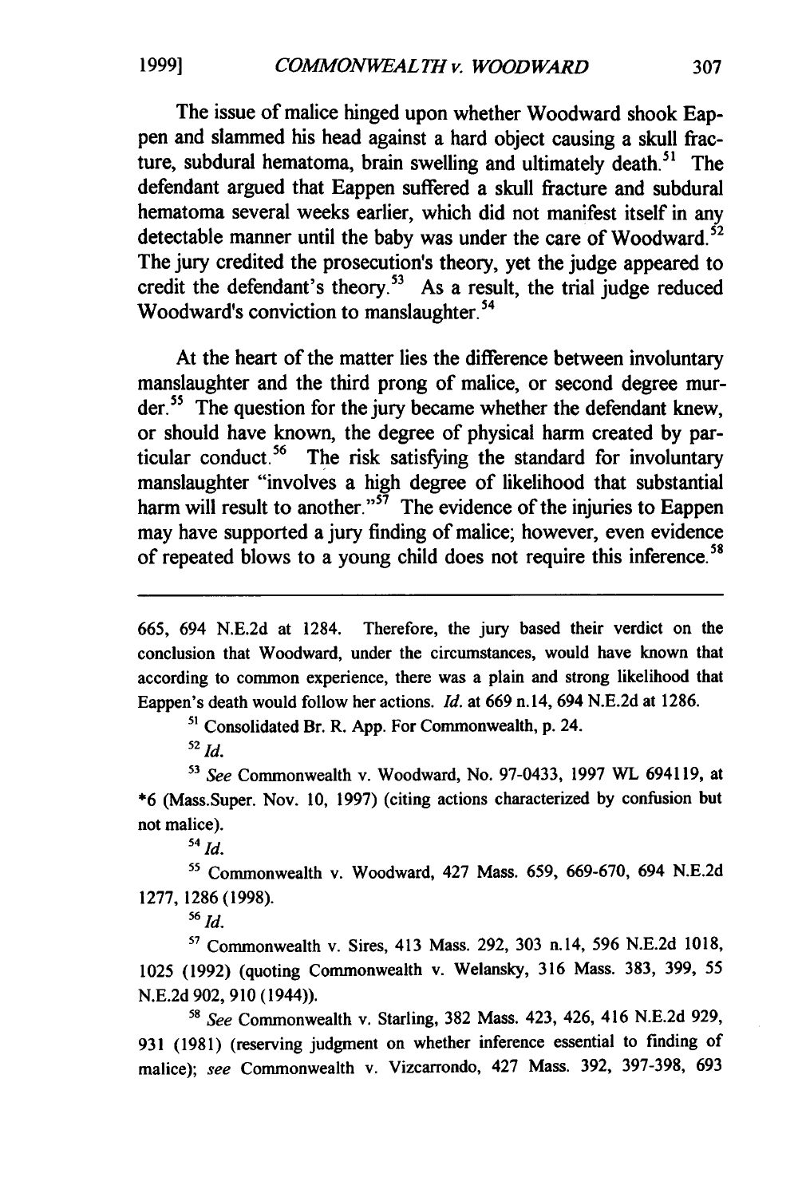The issue of malice hinged upon whether Woodward shook Eappen and slammed his head against a hard object causing a skull fracture, subdural hematoma, brain swelling and ultimately death.[51] The defendant argued that Eappen suffered a skull fracture and subdural hematoma several weeks earlier, which did not manifest itself in any detectable manner until the baby was under the care of Woodward.[52] The jury credited the prosecution's theory, yet the judge appeared to credit the defendant's theory.[53] As a result, the trial judge reduced Woodward's conviction to manslaughter.[54]

At the heart of the matter lies the difference between involuntary manslaughter and the third prong of malice, or second degree murder.[55] The question for the jury became whether the defendant knew, or should have known, the degree of physical harm created by particular conduct.[56] The risk satisfying the standard for involuntary manslaughter "involves a high degree of likelihood that substantial harm will result to another."[57] The evidence of the injuries to Eappen may have supported a jury finding of malice; however, even evidence of repeated blows to a young child does not require this inference.[58]

---

665, 694 N.E.2d at 1284. Therefore, the jury based their verdict on the conclusion that Woodward, under the circumstances, would have known that according to common experience, there was a plain and strong likelihood that Eappen's death would follow her actions. *Id.* at 669 n.14, 694 N.E.2d at 1286.

[51] Consolidated Br. R. App. For Commonwealth, p. 24.

[52] *Id.*

[53] *See* Commonwealth v. Woodward, No. 97-0433, 1997 WL 694119, at *6 (Mass.Super. Nov. 10, 1997) (citing actions characterized by confusion but not malice).

[54] *Id.*

[55] Commonwealth v. Woodward, 427 Mass. 659, 669-670, 694 N.E.2d 1277, 1286 (1998).

[56] *Id.*

[57] Commonwealth v. Sires, 413 Mass. 292, 303 n.14, 596 N.E.2d 1018, 1025 (1992) (quoting Commonwealth v. Welansky, 316 Mass. 383, 399, 55 N.E.2d 902, 910 (1944)).

[58] *See* Commonwealth v. Starling, 382 Mass. 423, 426, 416 N.E.2d 929, 931 (1981) (reserving judgment on whether inference essential to finding of malice); *see* Commonwealth v. Vizcarrondo, 427 Mass. 392, 397-398, 693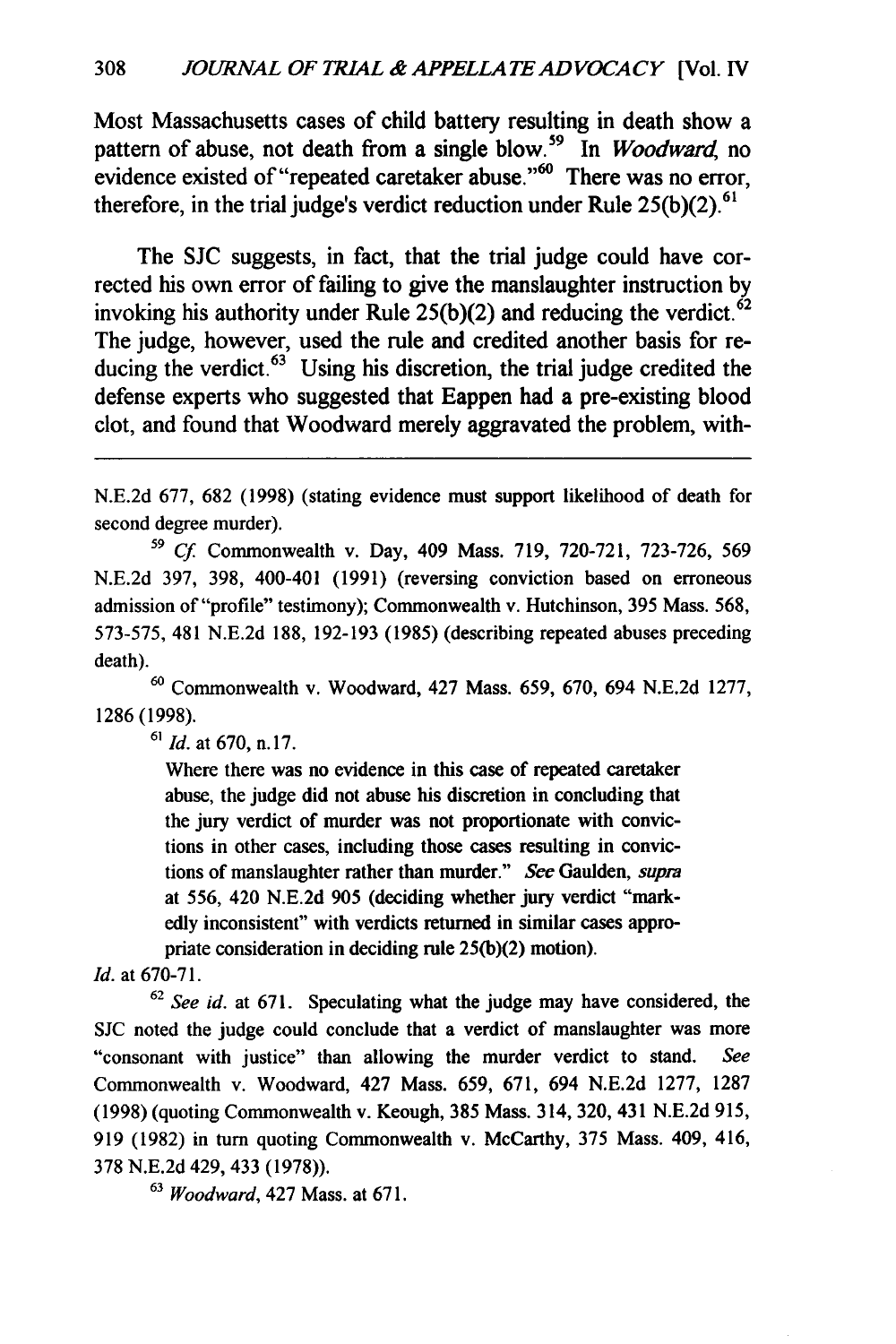Most Massachusetts cases of child battery resulting in death show a pattern of abuse, not death from a single blow.[59] In *Woodward*, no evidence existed of "repeated caretaker abuse."[60] There was no error, therefore, in the trial judge's verdict reduction under Rule 25(b)(2).[61]

The SJC suggests, in fact, that the trial judge could have corrected his own error of failing to give the manslaughter instruction by invoking his authority under Rule 25(b)(2) and reducing the verdict.[62] The judge, however, used the rule and credited another basis for reducing the verdict.[63] Using his discretion, the trial judge credited the defense experts who suggested that Eappen had a pre-existing blood clot, and found that Woodward merely aggravated the problem, with-

---

N.E.2d 677, 682 (1998) (stating evidence must support likelihood of death for second degree murder).

[59] *Cf.* Commonwealth v. Day, 409 Mass. 719, 720-721, 723-726, 569 N.E.2d 397, 398, 400-401 (1991) (reversing conviction based on erroneous admission of "profile" testimony); Commonwealth v. Hutchinson, 395 Mass. 568, 573-575, 481 N.E.2d 188, 192-193 (1985) (describing repeated abuses preceding death).

[60] Commonwealth v. Woodward, 427 Mass. 659, 670, 694 N.E.2d 1277, 1286 (1998).

[61] *Id.* at 670, n.17.

> Where there was no evidence in this case of repeated caretaker abuse, the judge did not abuse his discretion in concluding that the jury verdict of murder was not proportionate with convictions in other cases, including those cases resulting in convictions of manslaughter rather than murder." *See* Gaulden, *supra* at 556, 420 N.E.2d 905 (deciding whether jury verdict "markedly inconsistent" with verdicts returned in similar cases appropriate consideration in deciding rule 25(b)(2) motion).

*Id.* at 670-71.

[62] *See id.* at 671. Speculating what the judge may have considered, the SJC noted the judge could conclude that a verdict of manslaughter was more "consonant with justice" than allowing the murder verdict to stand. *See* Commonwealth v. Woodward, 427 Mass. 659, 671, 694 N.E.2d 1277, 1287 (1998) (quoting Commonwealth v. Keough, 385 Mass. 314, 320, 431 N.E.2d 915, 919 (1982) in turn quoting Commonwealth v. McCarthy, 375 Mass. 409, 416, 378 N.E.2d 429, 433 (1978)).

[63] *Woodward*, 427 Mass. at 671.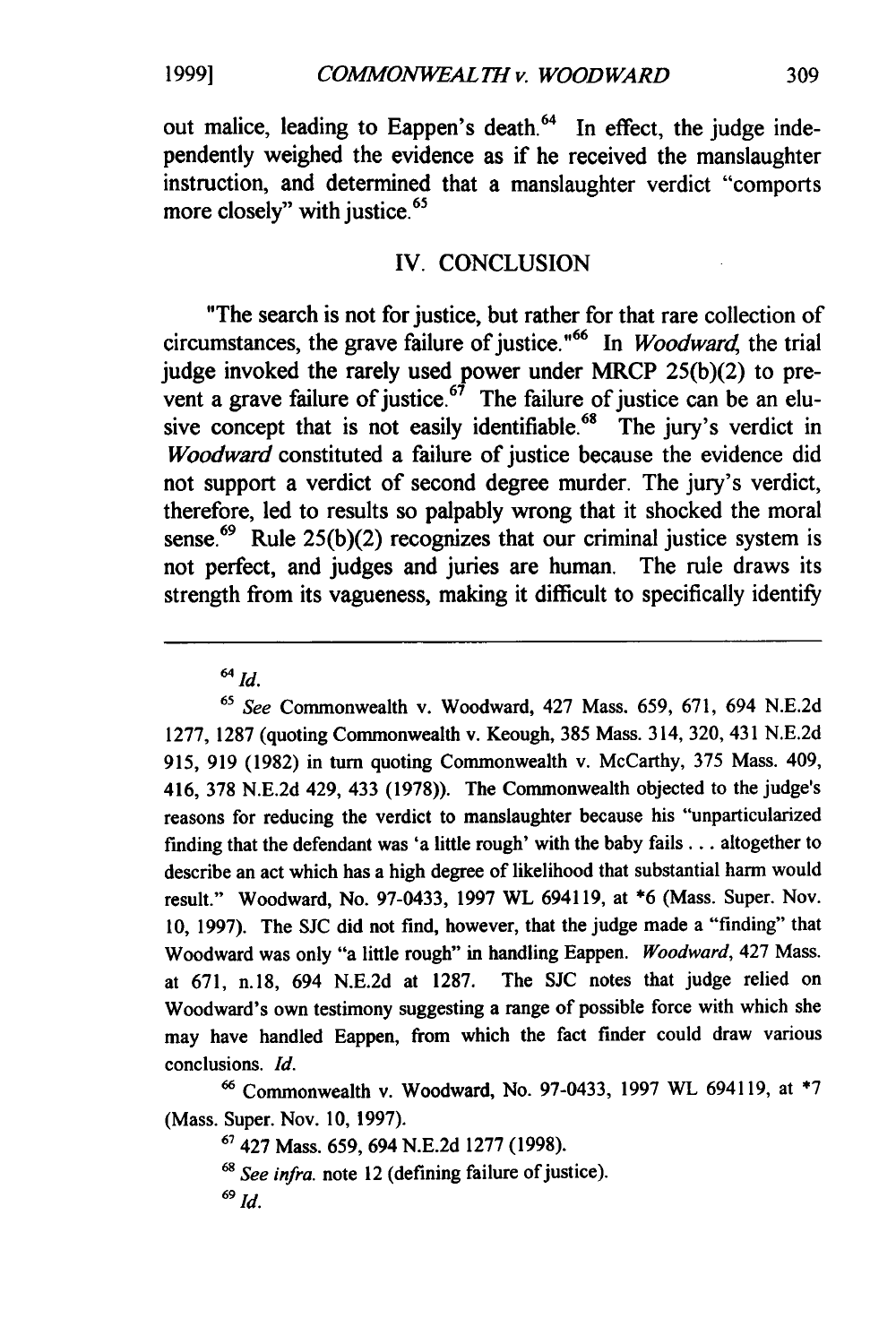out malice, leading to Eappen's death.[64] In effect, the judge independently weighed the evidence as if he received the manslaughter instruction, and determined that a manslaughter verdict "comports more closely" with justice.[65]

## IV. CONCLUSION

"The search is not for justice, but rather for that rare collection of circumstances, the grave failure of justice."[66] In *Woodward*, the trial judge invoked the rarely used power under MRCP 25(b)(2) to prevent a grave failure of justice.[67] The failure of justice can be an elusive concept that is not easily identifiable.[68] The jury's verdict in *Woodward* constituted a failure of justice because the evidence did not support a verdict of second degree murder. The jury's verdict, therefore, led to results so palpably wrong that it shocked the moral sense.[69] Rule 25(b)(2) recognizes that our criminal justice system is not perfect, and judges and juries are human. The rule draws its strength from its vagueness, making it difficult to specifically identify

---

[64] *Id.*

[65] *See* Commonwealth v. Woodward, 427 Mass. 659, 671, 694 N.E.2d 1277, 1287 (quoting Commonwealth v. Keough, 385 Mass. 314, 320, 431 N.E.2d 915, 919 (1982) in turn quoting Commonwealth v. McCarthy, 375 Mass. 409, 416, 378 N.E.2d 429, 433 (1978)). The Commonwealth objected to the judge's reasons for reducing the verdict to manslaughter because his "unparticularized finding that the defendant was 'a little rough' with the baby fails . . . altogether to describe an act which has a high degree of likelihood that substantial harm would result." Woodward, No. 97-0433, 1997 WL 694119, at *6 (Mass. Super. Nov. 10, 1997). The SJC did not find, however, that the judge made a "finding" that Woodward was only "a little rough" in handling Eappen. *Woodward*, 427 Mass. at 671, n.18, 694 N.E.2d at 1287. The SJC notes that judge relied on Woodward's own testimony suggesting a range of possible force with which she may have handled Eappen, from which the fact finder could draw various conclusions. *Id.*

[66] Commonwealth v. Woodward, No. 97-0433, 1997 WL 694119, at *7 (Mass. Super. Nov. 10, 1997).

[67] 427 Mass. 659, 694 N.E.2d 1277 (1998).

[68] *See infra.* note 12 (defining failure of justice).

[69] *Id.*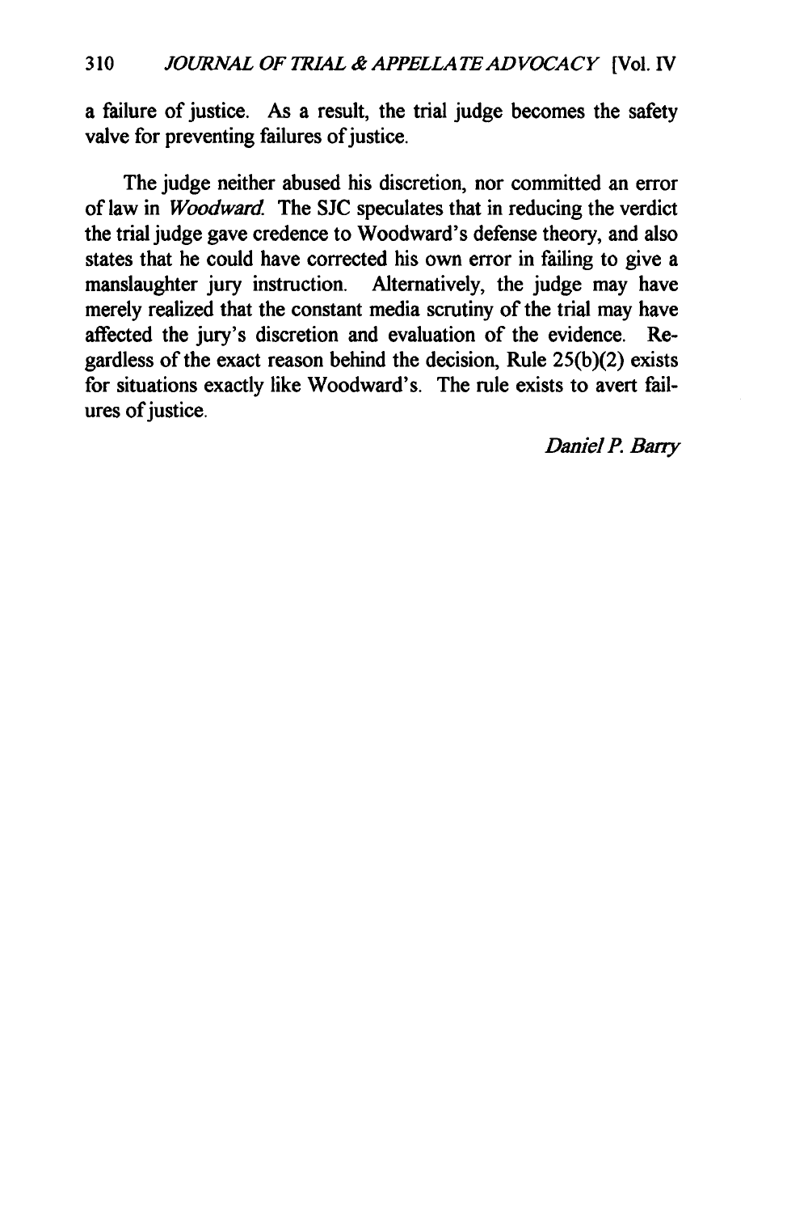a failure of justice. As a result, the trial judge becomes the safety valve for preventing failures of justice.

The judge neither abused his discretion, nor committed an error of law in *Woodward*. The SJC speculates that in reducing the verdict the trial judge gave credence to Woodward's defense theory, and also states that he could have corrected his own error in failing to give a manslaughter jury instruction. Alternatively, the judge may have merely realized that the constant media scrutiny of the trial may have affected the jury's discretion and evaluation of the evidence. Regardless of the exact reason behind the decision, Rule 25(b)(2) exists for situations exactly like Woodward's. The rule exists to avert failures of justice.

*Daniel P. Barry*